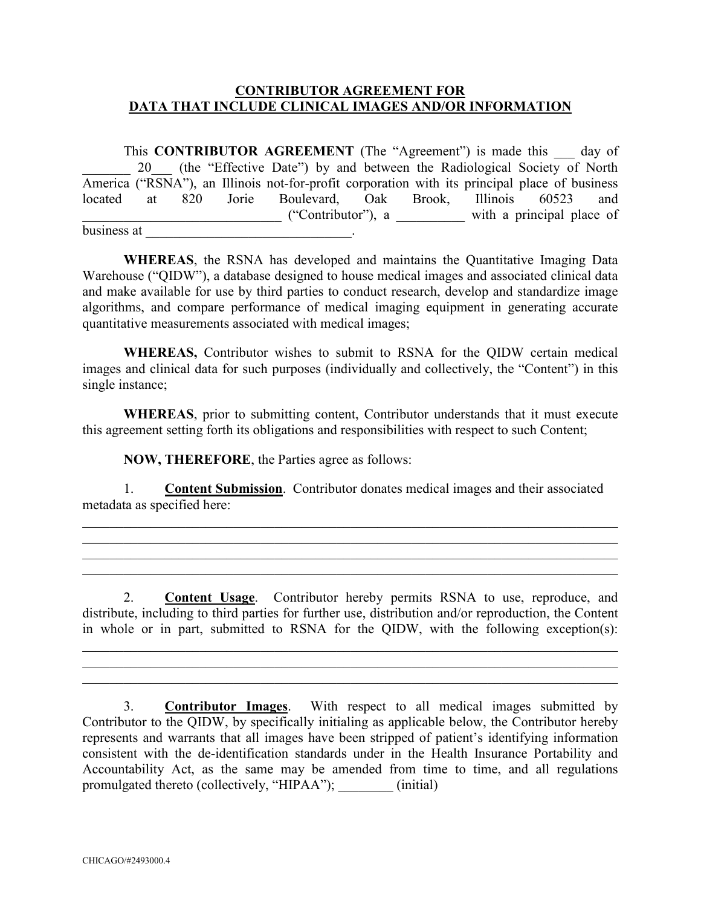**CONTRIBUTOR AGREEMENT FOR**
**DATA THAT INCLUDE CLINICAL IMAGES AND/OR INFORMATION**

This **CONTRIBUTOR AGREEMENT** (The "Agreement") is made this ___ day of _______ 20___ (the "Effective Date") by and between the Radiological Society of North America ("RSNA"), an Illinois not-for-profit corporation with its principal place of business located at 820 Jorie Boulevard, Oak Brook, Illinois 60523 and ____________________________ ("Contributor"), a __________ with a principal place of business at ______________________________.

**WHEREAS**, the RSNA has developed and maintains the Quantitative Imaging Data Warehouse ("QIDW"), a database designed to house medical images and associated clinical data and make available for use by third parties to conduct research, develop and standardize image algorithms, and compare performance of medical imaging equipment in generating accurate quantitative measurements associated with medical images;

**WHEREAS,** Contributor wishes to submit to RSNA for the QIDW certain medical images and clinical data for such purposes (individually and collectively, the "Content") in this single instance;

**WHEREAS**, prior to submitting content, Contributor understands that it must execute this agreement setting forth its obligations and responsibilities with respect to such Content;

**NOW, THEREFORE**, the Parties agree as follows:

1. **Content Submission**. Contributor donates medical images and their associated metadata as specified here:
_____________________________________________________________________________
_____________________________________________________________________________
_____________________________________________________________________________
_____________________________________________________________________________

2. **Content Usage**. Contributor hereby permits RSNA to use, reproduce, and distribute, including to third parties for further use, distribution and/or reproduction, the Content in whole or in part, submitted to RSNA for the QIDW, with the following exception(s):
_____________________________________________________________________________
_____________________________________________________________________________
_____________________________________________________________________________

3. **Contributor Images**. With respect to all medical images submitted by Contributor to the QIDW, by specifically initialing as applicable below, the Contributor hereby represents and warrants that all images have been stripped of patient's identifying information consistent with the de-identification standards under in the Health Insurance Portability and Accountability Act, as the same may be amended from time to time, and all regulations promulgated thereto (collectively, "HIPAA"); ________ (initial)

CHICAGO/#2493000.4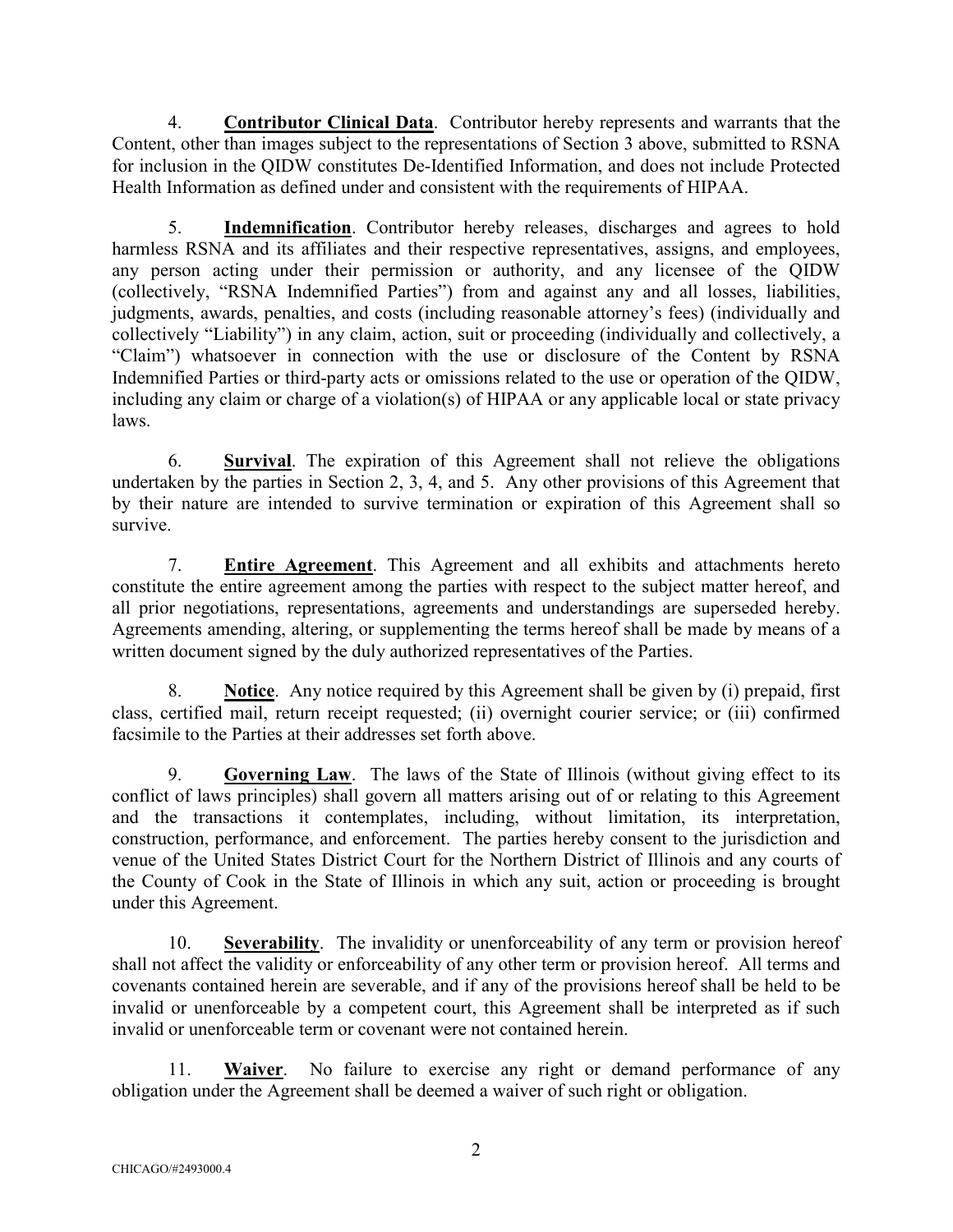4. **Contributor Clinical Data**. Contributor hereby represents and warrants that the Content, other than images subject to the representations of Section 3 above, submitted to RSNA for inclusion in the QIDW constitutes De-Identified Information, and does not include Protected Health Information as defined under and consistent with the requirements of HIPAA.

5. **Indemnification**. Contributor hereby releases, discharges and agrees to hold harmless RSNA and its affiliates and their respective representatives, assigns, and employees, any person acting under their permission or authority, and any licensee of the QIDW (collectively, "RSNA Indemnified Parties") from and against any and all losses, liabilities, judgments, awards, penalties, and costs (including reasonable attorney's fees) (individually and collectively "Liability") in any claim, action, suit or proceeding (individually and collectively, a "Claim") whatsoever in connection with the use or disclosure of the Content by RSNA Indemnified Parties or third-party acts or omissions related to the use or operation of the QIDW, including any claim or charge of a violation(s) of HIPAA or any applicable local or state privacy laws.

6. **Survival**. The expiration of this Agreement shall not relieve the obligations undertaken by the parties in Section 2, 3, 4, and 5. Any other provisions of this Agreement that by their nature are intended to survive termination or expiration of this Agreement shall so survive.

7. **Entire Agreement**. This Agreement and all exhibits and attachments hereto constitute the entire agreement among the parties with respect to the subject matter hereof, and all prior negotiations, representations, agreements and understandings are superseded hereby. Agreements amending, altering, or supplementing the terms hereof shall be made by means of a written document signed by the duly authorized representatives of the Parties.

8. **Notice**. Any notice required by this Agreement shall be given by (i) prepaid, first class, certified mail, return receipt requested; (ii) overnight courier service; or (iii) confirmed facsimile to the Parties at their addresses set forth above.

9. **Governing Law**. The laws of the State of Illinois (without giving effect to its conflict of laws principles) shall govern all matters arising out of or relating to this Agreement and the transactions it contemplates, including, without limitation, its interpretation, construction, performance, and enforcement. The parties hereby consent to the jurisdiction and venue of the United States District Court for the Northern District of Illinois and any courts of the County of Cook in the State of Illinois in which any suit, action or proceeding is brought under this Agreement.

10. **Severability**. The invalidity or unenforceability of any term or provision hereof shall not affect the validity or enforceability of any other term or provision hereof. All terms and covenants contained herein are severable, and if any of the provisions hereof shall be held to be invalid or unenforceable by a competent court, this Agreement shall be interpreted as if such invalid or unenforceable term or covenant were not contained herein.

11. **Waiver**. No failure to exercise any right or demand performance of any obligation under the Agreement shall be deemed a waiver of such right or obligation.

CHICAGO/#2493000.4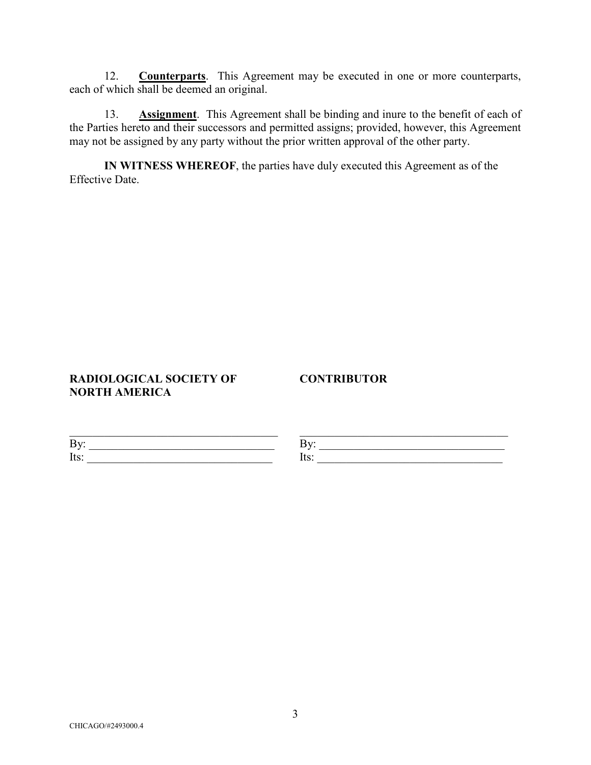12. **Counterparts**. This Agreement may be executed in one or more counterparts, each of which shall be deemed an original.

13. **Assignment**. This Agreement shall be binding and inure to the benefit of each of the Parties hereto and their successors and permitted assigns; provided, however, this Agreement may not be assigned by any party without the prior written approval of the other party.

**IN WITNESS WHEREOF**, the parties have duly executed this Agreement as of the Effective Date.

| **RADIOLOGICAL SOCIETY OF NORTH AMERICA** | **CONTRIBUTOR** |
| --- | --- |
| ___________________________________ | ___________________________________ |
| By: _______________________________ | By: _______________________________ |
| Its: _______________________________ | Its: _______________________________ |

CHICAGO/#2493000.4